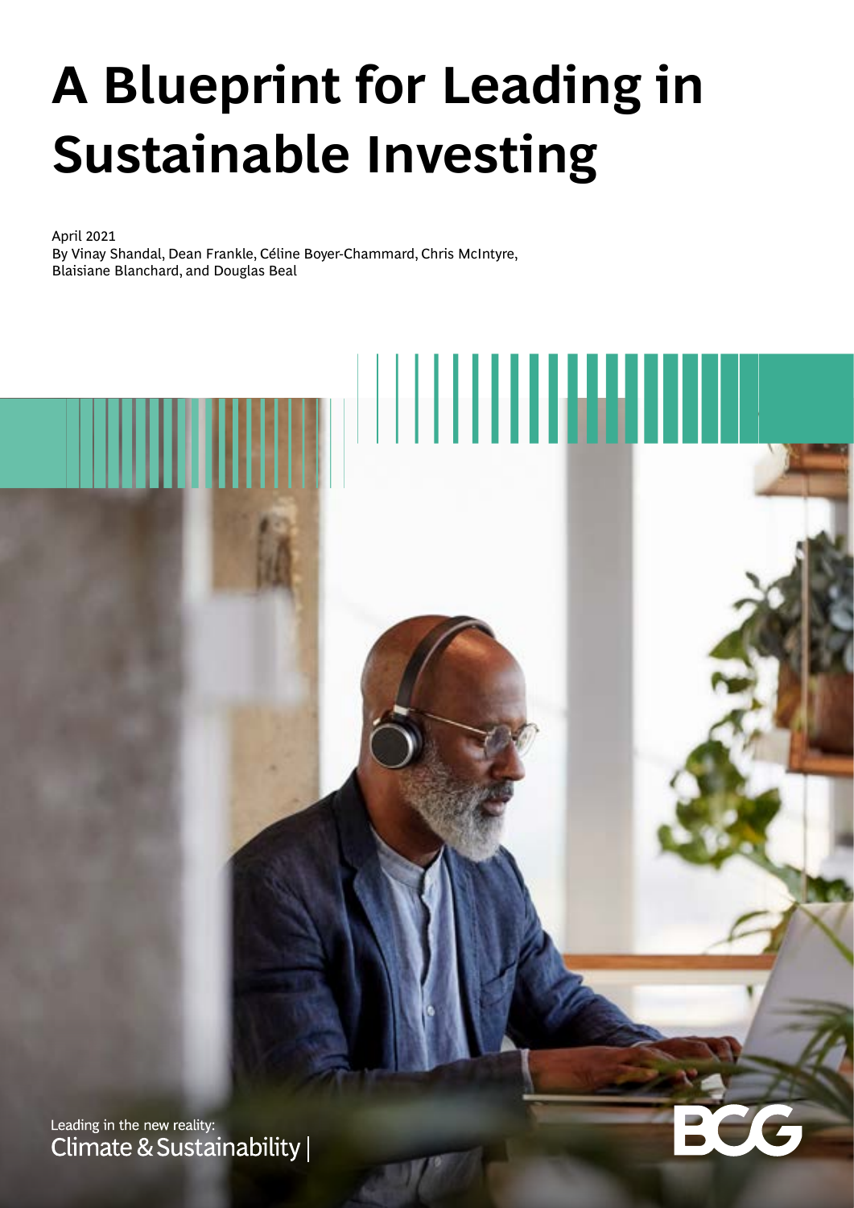# A Blueprint for Leading in Sustainable Investing

April 2021
By Vinay Shandal, Dean Frankle, Céline Boyer-Chammard, Chris McIntyre, Blaisiane Blanchard, and Douglas Beal

Leading in the new reality:
Climate & Sustainability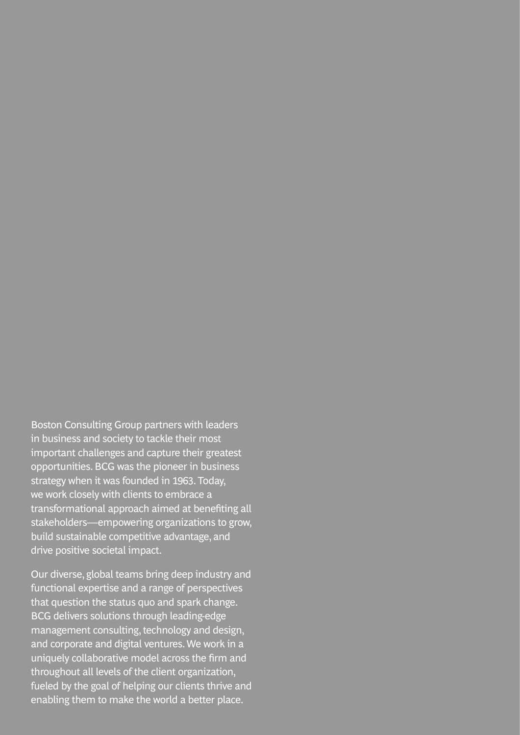Boston Consulting Group partners with leaders in business and society to tackle their most important challenges and capture their greatest opportunities. BCG was the pioneer in business strategy when it was founded in 1963. Today, we work closely with clients to embrace a transformational approach aimed at benefiting all stakeholders—empowering organizations to grow, build sustainable competitive advantage, and drive positive societal impact.

Our diverse, global teams bring deep industry and functional expertise and a range of perspectives that question the status quo and spark change. BCG delivers solutions through leading-edge management consulting, technology and design, and corporate and digital ventures. We work in a uniquely collaborative model across the firm and throughout all levels of the client organization, fueled by the goal of helping our clients thrive and enabling them to make the world a better place.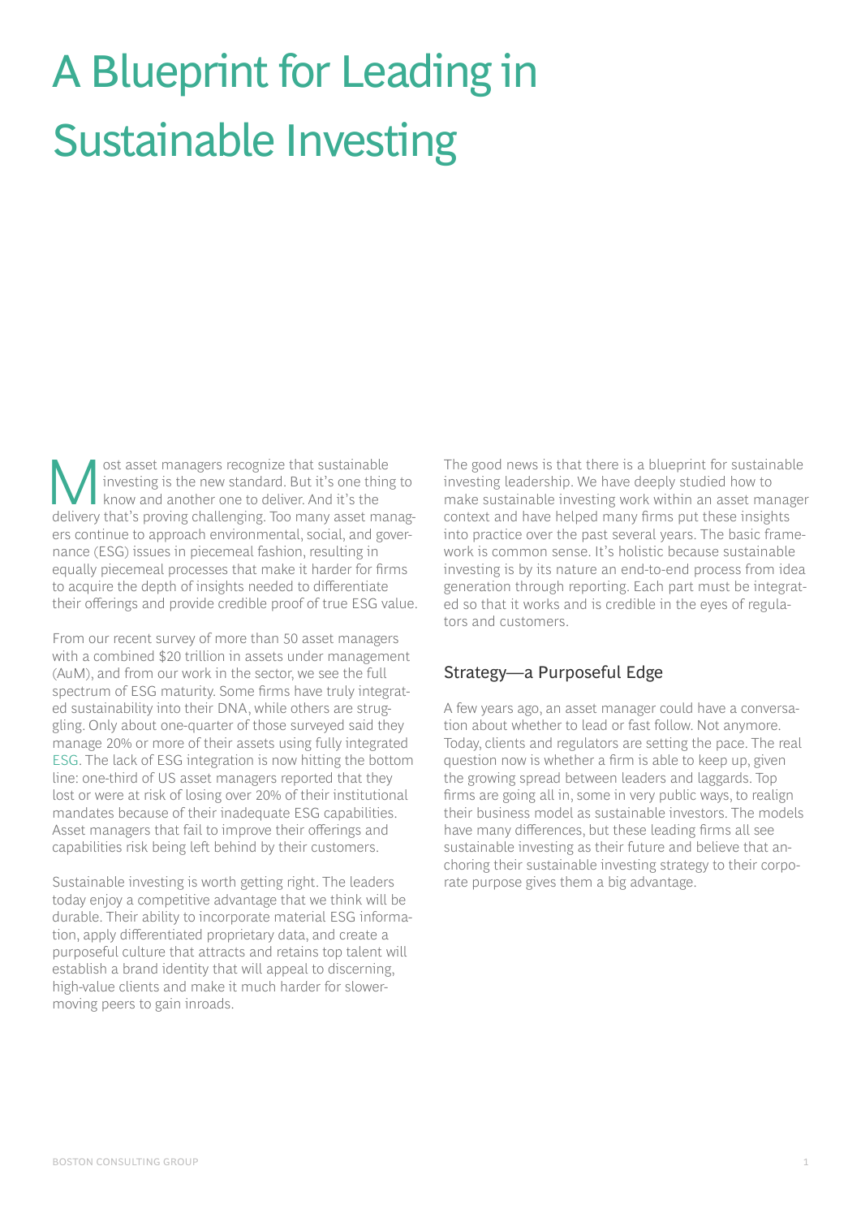# A Blueprint for Leading in Sustainable Investing

Most asset managers recognize that sustainable investing is the new standard. But it's one thing to know and another one to deliver. And it's the delivery that's proving challenging. Too many asset managers continue to approach environmental, social, and governance (ESG) issues in piecemeal fashion, resulting in equally piecemeal processes that make it harder for firms to acquire the depth of insights needed to differentiate their offerings and provide credible proof of true ESG value.

From our recent survey of more than 50 asset managers with a combined $20 trillion in assets under management (AuM), and from our work in the sector, we see the full spectrum of ESG maturity. Some firms have truly integrated sustainability into their DNA, while others are struggling. Only about one-quarter of those surveyed said they manage 20% or more of their assets using fully integrated ESG. The lack of ESG integration is now hitting the bottom line: one-third of US asset managers reported that they lost or were at risk of losing over 20% of their institutional mandates because of their inadequate ESG capabilities. Asset managers that fail to improve their offerings and capabilities risk being left behind by their customers.

Sustainable investing is worth getting right. The leaders today enjoy a competitive advantage that we think will be durable. Their ability to incorporate material ESG information, apply differentiated proprietary data, and create a purposeful culture that attracts and retains top talent will establish a brand identity that will appeal to discerning, high-value clients and make it much harder for slower-moving peers to gain inroads.

The good news is that there is a blueprint for sustainable investing leadership. We have deeply studied how to make sustainable investing work within an asset manager context and have helped many firms put these insights into practice over the past several years. The basic framework is common sense. It's holistic because sustainable investing is by its nature an end-to-end process from idea generation through reporting. Each part must be integrated so that it works and is credible in the eyes of regulators and customers.

## Strategy—a Purposeful Edge

A few years ago, an asset manager could have a conversation about whether to lead or fast follow. Not anymore. Today, clients and regulators are setting the pace. The real question now is whether a firm is able to keep up, given the growing spread between leaders and laggards. Top firms are going all in, some in very public ways, to realign their business model as sustainable investors. The models have many differences, but these leading firms all see sustainable investing as their future and believe that anchoring their sustainable investing strategy to their corporate purpose gives them a big advantage.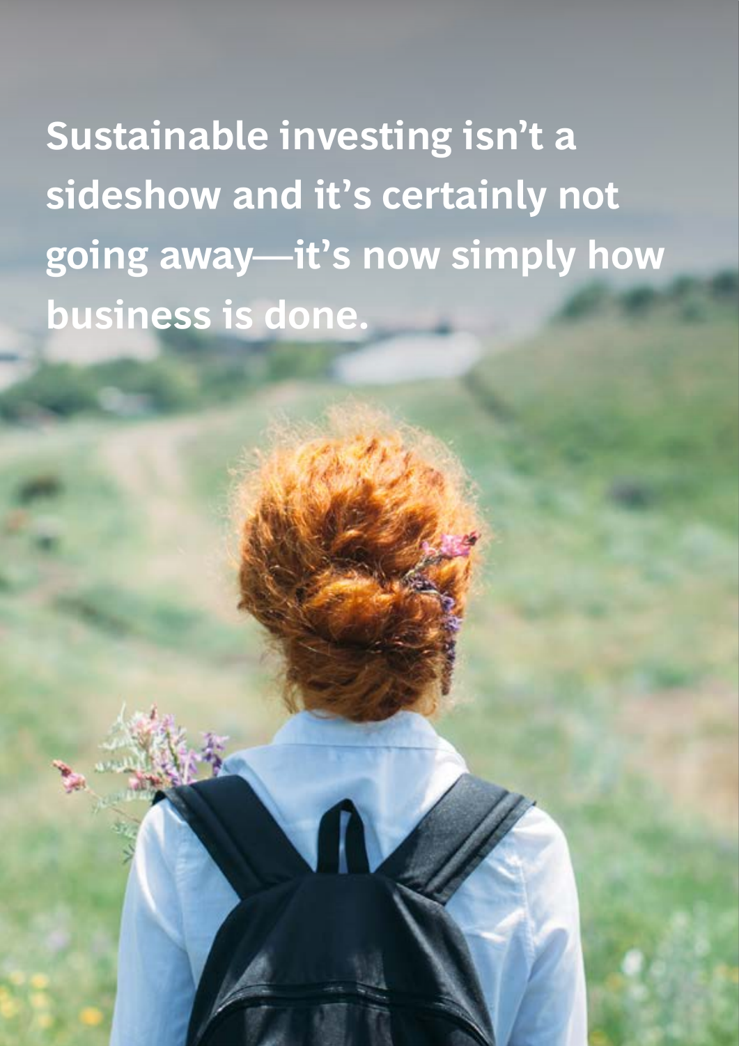**Sustainable investing isn't a sideshow and it's certainly not going away—it's now simply how business is done.**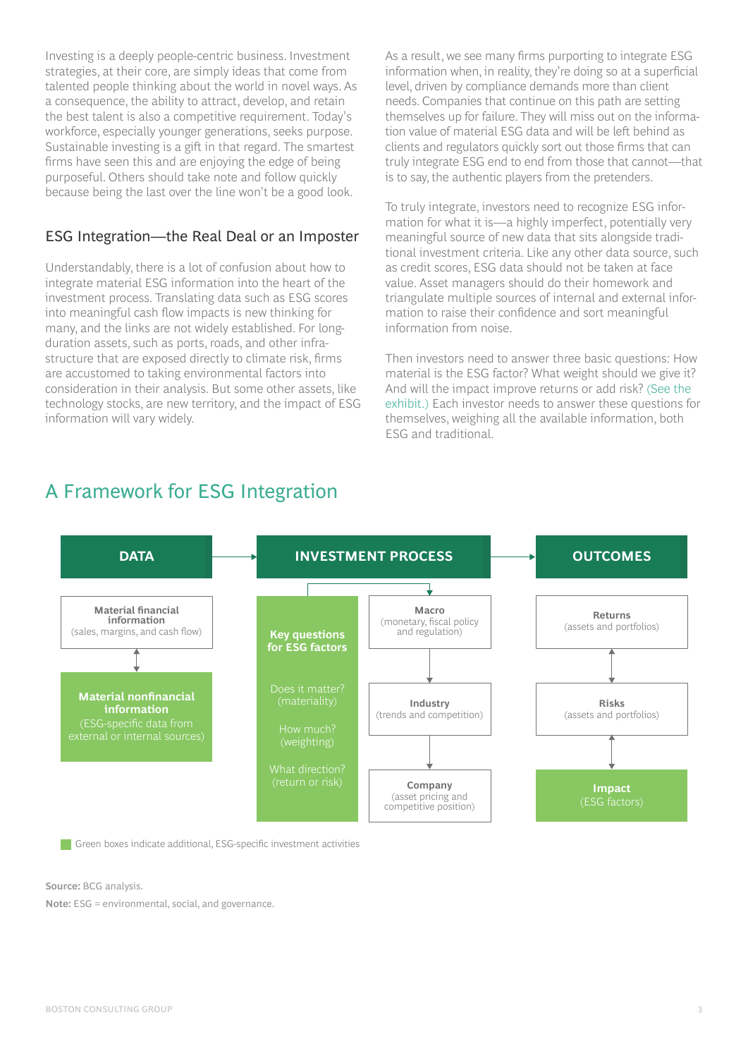Investing is a deeply people-centric business. Investment strategies, at their core, are simply ideas that come from talented people thinking about the world in novel ways. As a consequence, the ability to attract, develop, and retain the best talent is also a competitive requirement. Today's workforce, especially younger generations, seeks purpose. Sustainable investing is a gift in that regard. The smartest firms have seen this and are enjoying the edge of being purposeful. Others should take note and follow quickly because being the last over the line won't be a good look.

## ESG Integration—the Real Deal or an Imposter

Understandably, there is a lot of confusion about how to integrate material ESG information into the heart of the investment process. Translating data such as ESG scores into meaningful cash flow impacts is new thinking for many, and the links are not widely established. For long-duration assets, such as ports, roads, and other infrastructure that are exposed directly to climate risk, firms are accustomed to taking environmental factors into consideration in their analysis. But some other assets, like technology stocks, are new territory, and the impact of ESG information will vary widely.

As a result, we see many firms purporting to integrate ESG information when, in reality, they're doing so at a superficial level, driven by compliance demands more than client needs. Companies that continue on this path are setting themselves up for failure. They will miss out on the information value of material ESG data and will be left behind as clients and regulators quickly sort out those firms that can truly integrate ESG end to end from those that cannot—that is to say, the authentic players from the pretenders.

To truly integrate, investors need to recognize ESG information for what it is—a highly imperfect, potentially very meaningful source of new data that sits alongside traditional investment criteria. Like any other data source, such as credit scores, ESG data should not be taken at face value. Asset managers should do their homework and triangulate multiple sources of internal and external information to raise their confidence and sort meaningful information from noise.

Then investors need to answer three basic questions: How material is the ESG factor? What weight should we give it? And will the impact improve returns or add risk? (See the exhibit.) Each investor needs to answer these questions for themselves, weighing all the available information, both ESG and traditional.

## A Framework for ESG Integration

**DATA** → **INVESTMENT PROCESS** → **OUTCOMES**

**DATA**
- **Material financial information** (sales, margins, and cash flow)
- ↕
- **Material nonfinancial information** (ESG-specific data from external or internal sources)

**INVESTMENT PROCESS**
- **Key questions for ESG factors**
  - Does it matter? (materiality)
  - How much? (weighting)
  - What direction? (return or risk)
- **Macro** (monetary, fiscal policy and regulation) → **Industry** (trends and competition) → **Company** (asset pricing and competitive position)

**OUTCOMES**
- **Returns** (assets and portfolios)
- ↕
- **Risks** (assets and portfolios)
- ↕
- **Impact** (ESG factors)

Green boxes indicate additional, ESG-specific investment activities

**Source:** BCG analysis.

**Note:** ESG = environmental, social, and governance.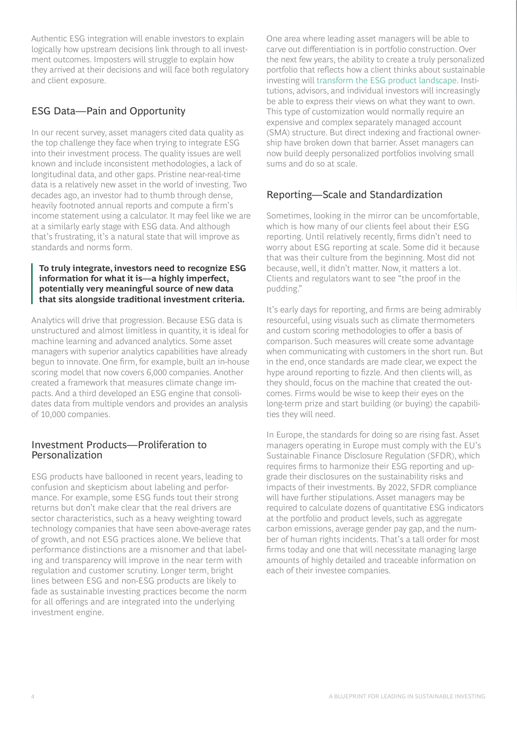Authentic ESG integration will enable investors to explain logically how upstream decisions link through to all investment outcomes. Imposters will struggle to explain how they arrived at their decisions and will face both regulatory and client exposure.

## ESG Data—Pain and Opportunity

In our recent survey, asset managers cited data quality as the top challenge they face when trying to integrate ESG into their investment process. The quality issues are well known and include inconsistent methodologies, a lack of longitudinal data, and other gaps. Pristine near-real-time data is a relatively new asset in the world of investing. Two decades ago, an investor had to thumb through dense, heavily footnoted annual reports and compute a firm's income statement using a calculator. It may feel like we are at a similarly early stage with ESG data. And although that's frustrating, it's a natural state that will improve as standards and norms form.

> **To truly integrate, investors need to recognize ESG information for what it is—a highly imperfect, potentially very meaningful source of new data that sits alongside traditional investment criteria.**

Analytics will drive that progression. Because ESG data is unstructured and almost limitless in quantity, it is ideal for machine learning and advanced analytics. Some asset managers with superior analytics capabilities have already begun to innovate. One firm, for example, built an in-house scoring model that now covers 6,000 companies. Another created a framework that measures climate change impacts. And a third developed an ESG engine that consolidates data from multiple vendors and provides an analysis of 10,000 companies.

## Investment Products—Proliferation to Personalization

ESG products have ballooned in recent years, leading to confusion and skepticism about labeling and performance. For example, some ESG funds tout their strong returns but don't make clear that the real drivers are sector characteristics, such as a heavy weighting toward technology companies that have seen above-average rates of growth, and not ESG practices alone. We believe that performance distinctions are a misnomer and that labeling and transparency will improve in the near term with regulation and customer scrutiny. Longer term, bright lines between ESG and non-ESG products are likely to fade as sustainable investing practices become the norm for all offerings and are integrated into the underlying investment engine.

One area where leading asset managers will be able to carve out differentiation is in portfolio construction. Over the next few years, the ability to create a truly personalized portfolio that reflects how a client thinks about sustainable investing will transform the ESG product landscape. Institutions, advisors, and individual investors will increasingly be able to express their views on what they want to own. This type of customization would normally require an expensive and complex separately managed account (SMA) structure. But direct indexing and fractional ownership have broken down that barrier. Asset managers can now build deeply personalized portfolios involving small sums and do so at scale.

## Reporting—Scale and Standardization

Sometimes, looking in the mirror can be uncomfortable, which is how many of our clients feel about their ESG reporting. Until relatively recently, firms didn't need to worry about ESG reporting at scale. Some did it because that was their culture from the beginning. Most did not because, well, it didn't matter. Now, it matters a lot. Clients and regulators want to see "the proof in the pudding."

It's early days for reporting, and firms are being admirably resourceful, using visuals such as climate thermometers and custom scoring methodologies to offer a basis of comparison. Such measures will create some advantage when communicating with customers in the short run. But in the end, once standards are made clear, we expect the hype around reporting to fizzle. And then clients will, as they should, focus on the machine that created the outcomes. Firms would be wise to keep their eyes on the long-term prize and start building (or buying) the capabilities they will need.

In Europe, the standards for doing so are rising fast. Asset managers operating in Europe must comply with the EU's Sustainable Finance Disclosure Regulation (SFDR), which requires firms to harmonize their ESG reporting and upgrade their disclosures on the sustainability risks and impacts of their investments. By 2022, SFDR compliance will have further stipulations. Asset managers may be required to calculate dozens of quantitative ESG indicators at the portfolio and product levels, such as aggregate carbon emissions, average gender pay gap, and the number of human rights incidents. That's a tall order for most firms today and one that will necessitate managing large amounts of highly detailed and traceable information on each of their investee companies.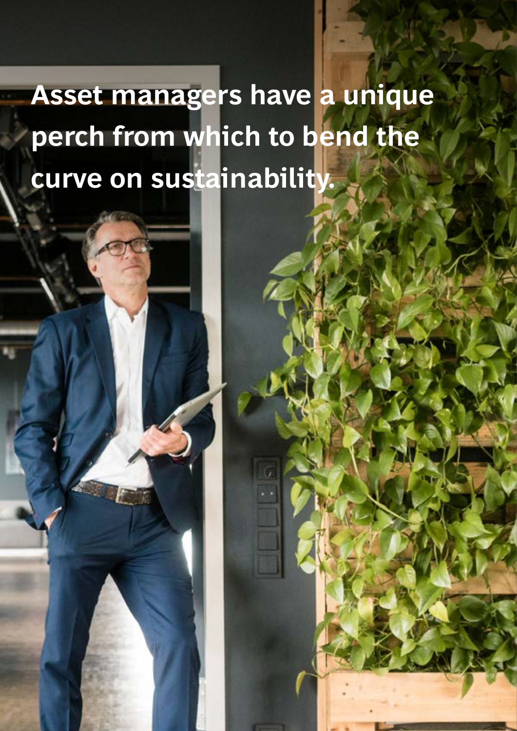**Asset managers have a unique perch from which to bend the curve on sustainability.**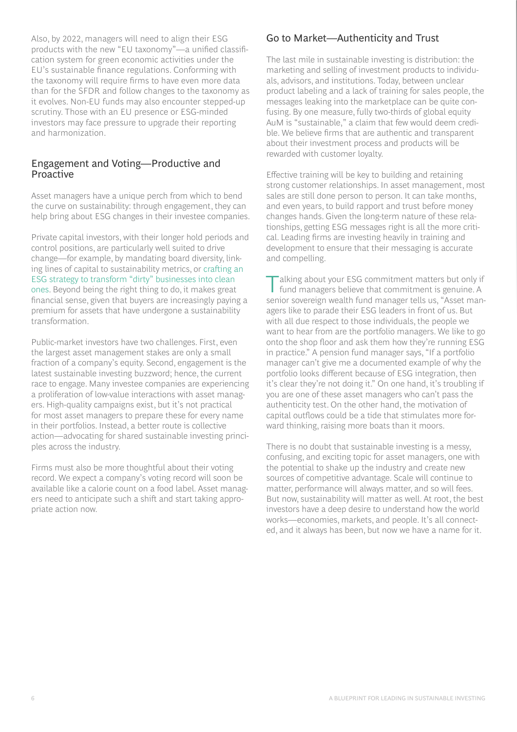Also, by 2022, managers will need to align their ESG products with the new "EU taxonomy"—a unified classification system for green economic activities under the EU's sustainable finance regulations. Conforming with the taxonomy will require firms to have even more data than for the SFDR and follow changes to the taxonomy as it evolves. Non-EU funds may also encounter stepped-up scrutiny. Those with an EU presence or ESG-minded investors may face pressure to upgrade their reporting and harmonization.

## Engagement and Voting—Productive and Proactive

Asset managers have a unique perch from which to bend the curve on sustainability: through engagement, they can help bring about ESG changes in their investee companies.

Private capital investors, with their longer hold periods and control positions, are particularly well suited to drive change—for example, by mandating board diversity, linking lines of capital to sustainability metrics, or crafting an ESG strategy to transform "dirty" businesses into clean ones. Beyond being the right thing to do, it makes great financial sense, given that buyers are increasingly paying a premium for assets that have undergone a sustainability transformation.

Public-market investors have two challenges. First, even the largest asset management stakes are only a small fraction of a company's equity. Second, engagement is the latest sustainable investing buzzword; hence, the current race to engage. Many investee companies are experiencing a proliferation of low-value interactions with asset managers. High-quality campaigns exist, but it's not practical for most asset managers to prepare these for every name in their portfolios. Instead, a better route is collective action—advocating for shared sustainable investing principles across the industry.

Firms must also be more thoughtful about their voting record. We expect a company's voting record will soon be available like a calorie count on a food label. Asset managers need to anticipate such a shift and start taking appropriate action now.

## Go to Market—Authenticity and Trust

The last mile in sustainable investing is distribution: the marketing and selling of investment products to individuals, advisors, and institutions. Today, between unclear product labeling and a lack of training for sales people, the messages leaking into the marketplace can be quite confusing. By one measure, fully two-thirds of global equity AuM is "sustainable," a claim that few would deem credible. We believe firms that are authentic and transparent about their investment process and products will be rewarded with customer loyalty.

Effective training will be key to building and retaining strong customer relationships. In asset management, most sales are still done person to person. It can take months, and even years, to build rapport and trust before money changes hands. Given the long-term nature of these relationships, getting ESG messages right is all the more critical. Leading firms are investing heavily in training and development to ensure that their messaging is accurate and compelling.

Talking about your ESG commitment matters but only if fund managers believe that commitment is genuine. A senior sovereign wealth fund manager tells us, "Asset managers like to parade their ESG leaders in front of us. But with all due respect to those individuals, the people we want to hear from are the portfolio managers. We like to go onto the shop floor and ask them how they're running ESG in practice." A pension fund manager says, "If a portfolio manager can't give me a documented example of why the portfolio looks different because of ESG integration, then it's clear they're not doing it." On one hand, it's troubling if you are one of these asset managers who can't pass the authenticity test. On the other hand, the motivation of capital outflows could be a tide that stimulates more forward thinking, raising more boats than it moors.

There is no doubt that sustainable investing is a messy, confusing, and exciting topic for asset managers, one with the potential to shake up the industry and create new sources of competitive advantage. Scale will continue to matter, performance will always matter, and so will fees. But now, sustainability will matter as well. At root, the best investors have a deep desire to understand how the world works—economies, markets, and people. It's all connected, and it always has been, but now we have a name for it.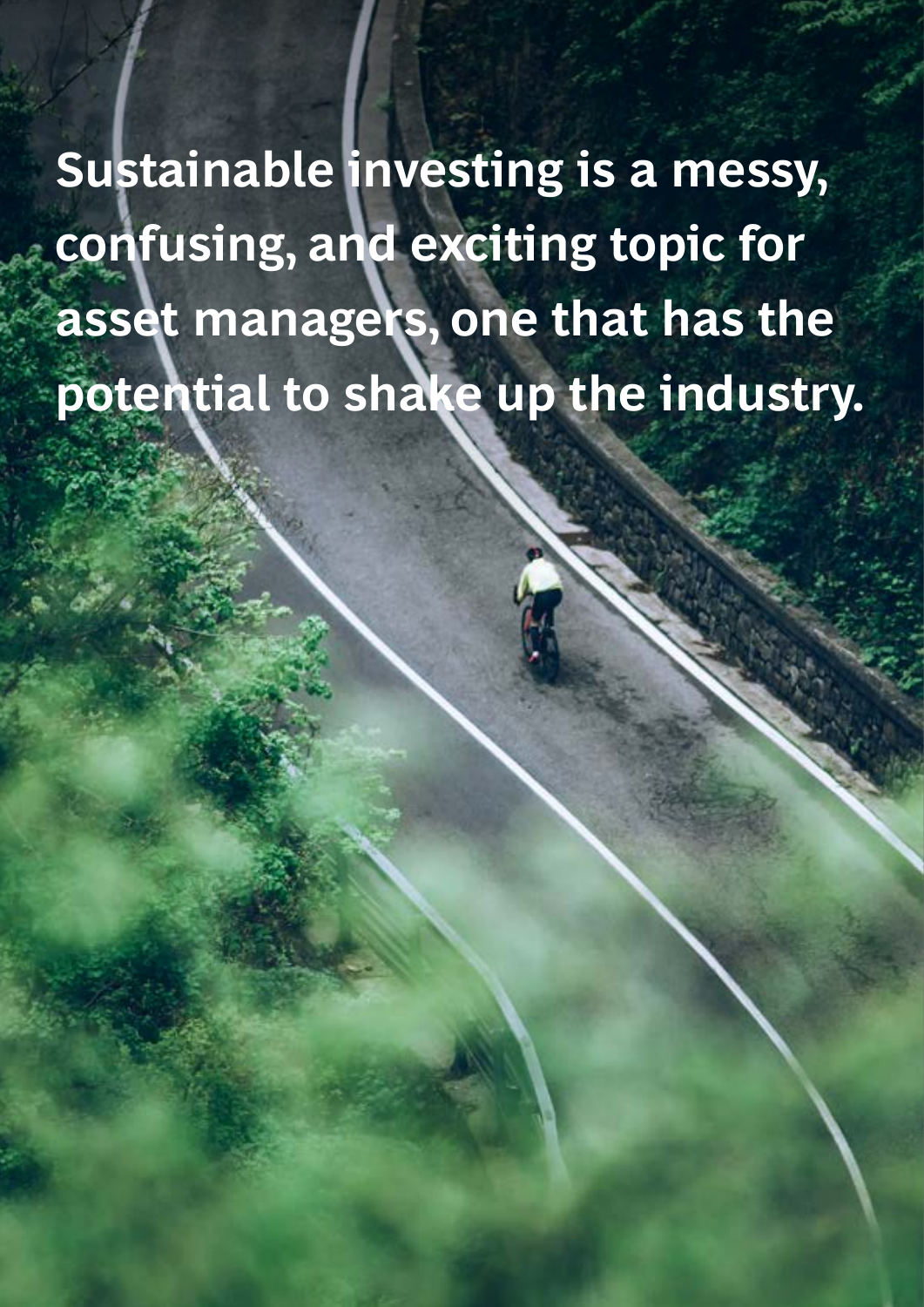**Sustainable investing is a messy, confusing, and exciting topic for asset managers, one that has the potential to shake up the industry.**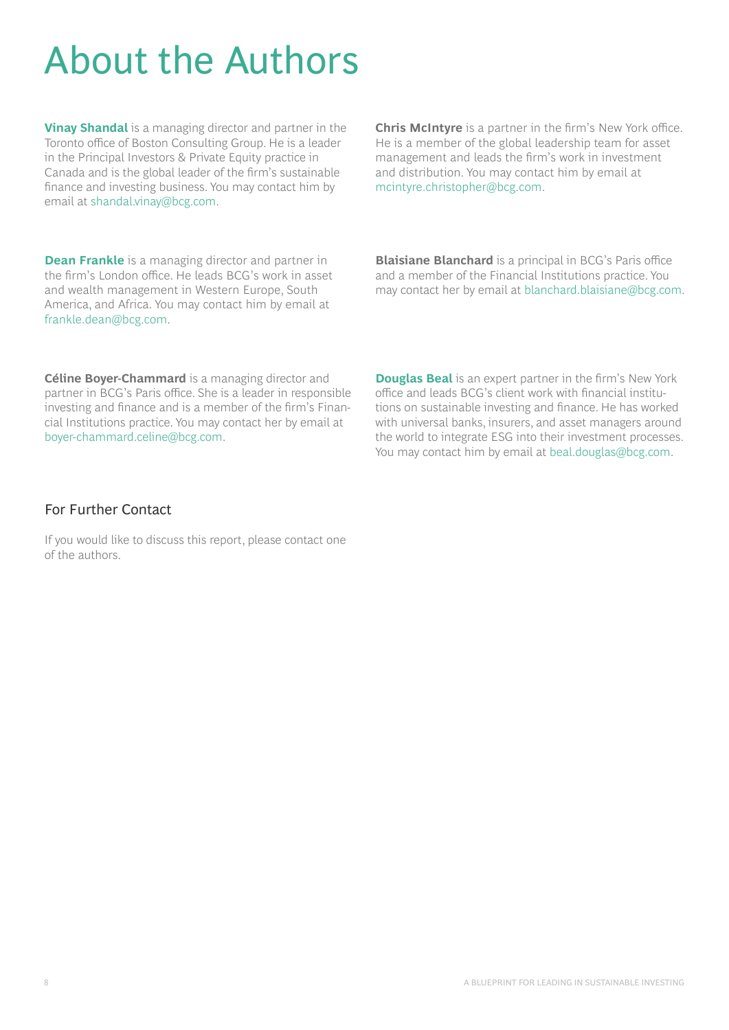# About the Authors

**Vinay Shandal** is a managing director and partner in the Toronto office of Boston Consulting Group. He is a leader in the Principal Investors & Private Equity practice in Canada and is the global leader of the firm's sustainable finance and investing business. You may contact him by email at shandal.vinay@bcg.com.

**Chris McIntyre** is a partner in the firm's New York office. He is a member of the global leadership team for asset management and leads the firm's work in investment and distribution. You may contact him by email at mcintyre.christopher@bcg.com.

**Dean Frankle** is a managing director and partner in the firm's London office. He leads BCG's work in asset and wealth management in Western Europe, South America, and Africa. You may contact him by email at frankle.dean@bcg.com.

**Blaisiane Blanchard** is a principal in BCG's Paris office and a member of the Financial Institutions practice. You may contact her by email at blanchard.blaisiane@bcg.com.

**Céline Boyer-Chammard** is a managing director and partner in BCG's Paris office. She is a leader in responsible investing and finance and is a member of the firm's Financial Institutions practice. You may contact her by email at boyer-chammard.celine@bcg.com.

**Douglas Beal** is an expert partner in the firm's New York office and leads BCG's client work with financial institutions on sustainable investing and finance. He has worked with universal banks, insurers, and asset managers around the world to integrate ESG into their investment processes. You may contact him by email at beal.douglas@bcg.com.

## For Further Contact

If you would like to discuss this report, please contact one of the authors.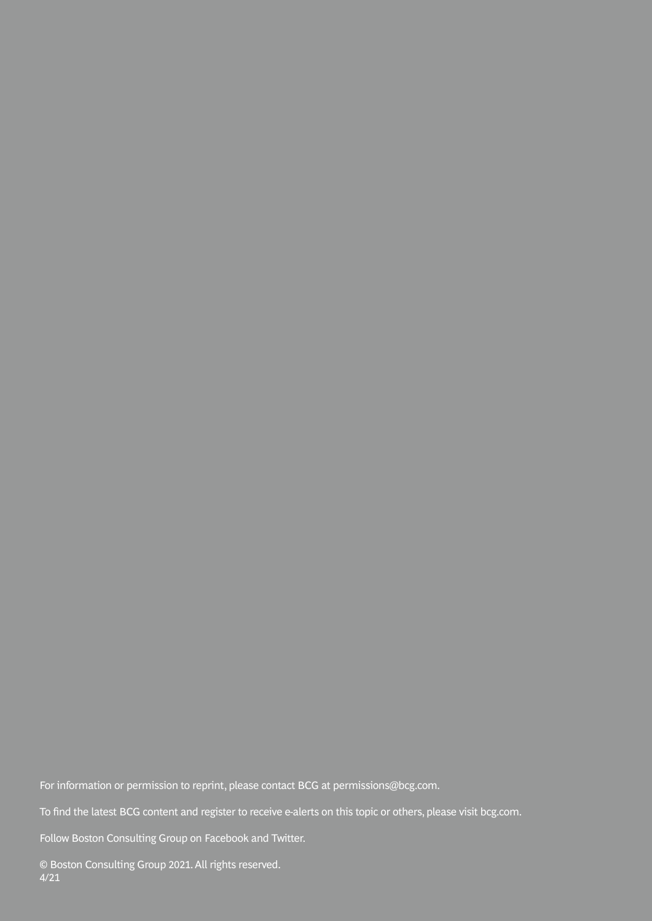For information or permission to reprint, please contact BCG at permissions@bcg.com.

To find the latest BCG content and register to receive e-alerts on this topic or others, please visit bcg.com.

Follow Boston Consulting Group on Facebook and Twitter.

© Boston Consulting Group 2021. All rights reserved.
4/21